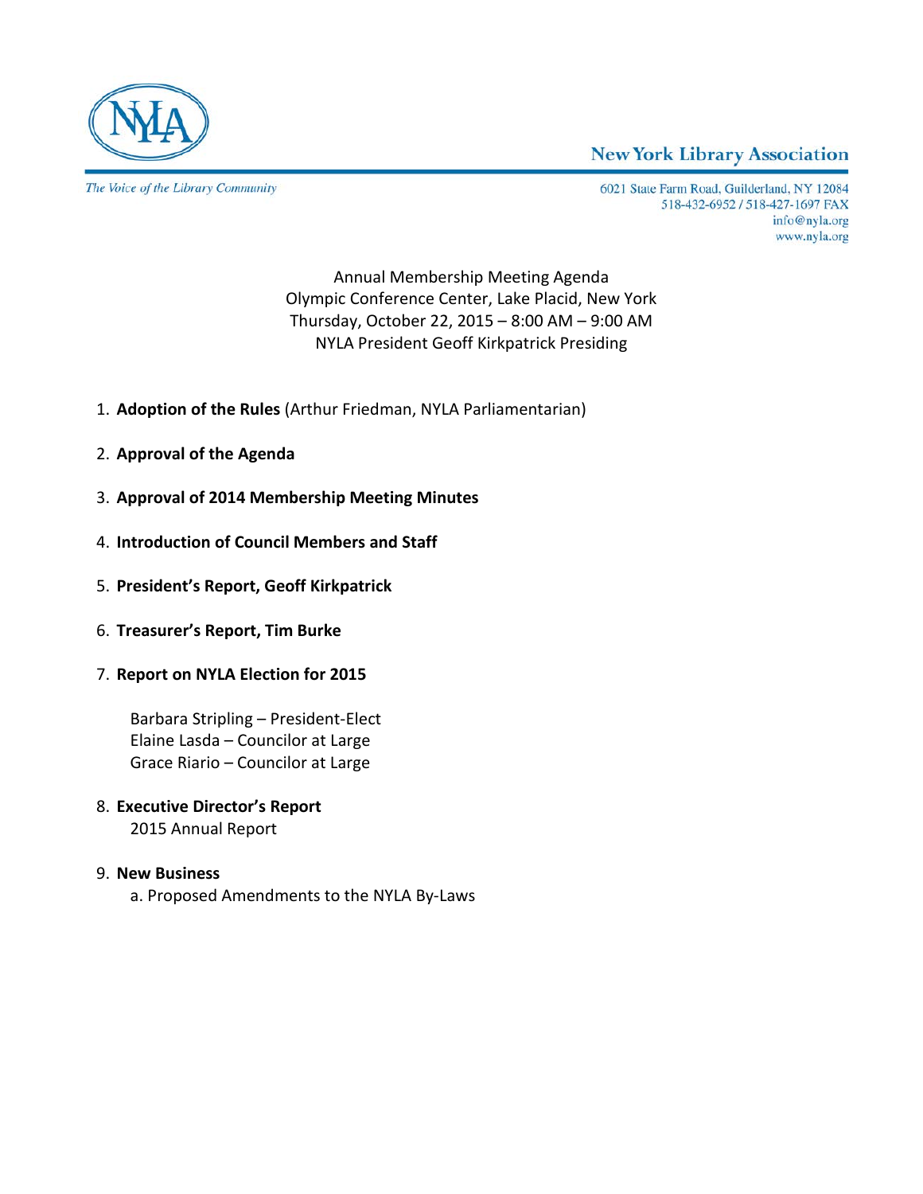NYLA

**New York Library Association**

*The Voice of the Library Community*

6021 State Farm Road, Guilderland, NY 12084
518-432-6952 / 518-427-1697 FAX
info@nyla.org
www.nyla.org

Annual Membership Meeting Agenda
Olympic Conference Center, Lake Placid, New York
Thursday, October 22, 2015 – 8:00 AM – 9:00 AM
NYLA President Geoff Kirkpatrick Presiding

1. **Adoption of the Rules** (Arthur Friedman, NYLA Parliamentarian)

2. **Approval of the Agenda**

3. **Approval of 2014 Membership Meeting Minutes**

4. **Introduction of Council Members and Staff**

5. **President's Report, Geoff Kirkpatrick**

6. **Treasurer's Report, Tim Burke**

7. **Report on NYLA Election for 2015**

   Barbara Stripling – President-Elect
   Elaine Lasda – Councilor at Large
   Grace Riario – Councilor at Large

8. **Executive Director's Report**
   2015 Annual Report

9. **New Business**
   a. Proposed Amendments to the NYLA By-Laws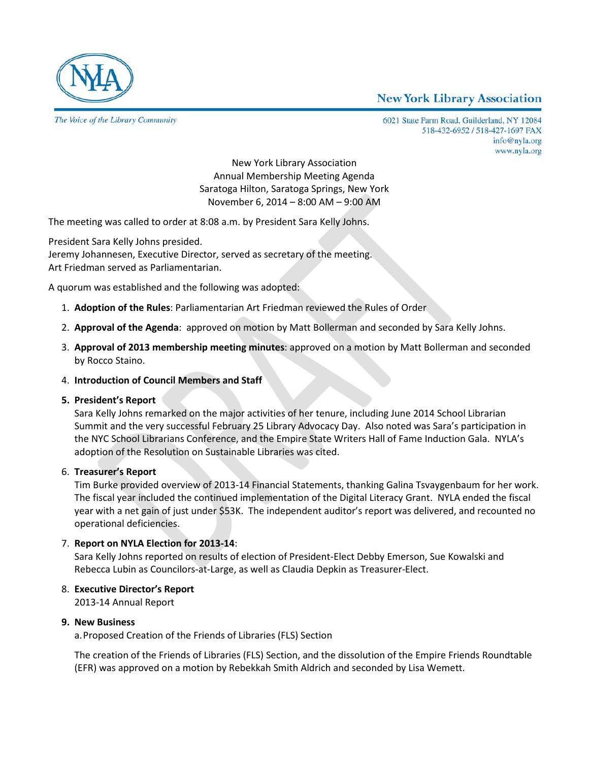New York Library Association

*The Voice of the Library Community*

6021 State Farm Road, Guilderland, NY 12084
518-432-6952 / 518-427-1697 FAX
info@nyla.org
www.nyla.org

New York Library Association
Annual Membership Meeting Agenda
Saratoga Hilton, Saratoga Springs, New York
November 6, 2014 – 8:00 AM – 9:00 AM

The meeting was called to order at 8:08 a.m. by President Sara Kelly Johns.

President Sara Kelly Johns presided.
Jeremy Johannesen, Executive Director, served as secretary of the meeting.
Art Friedman served as Parliamentarian.

A quorum was established and the following was adopted:

1. **Adoption of the Rules**: Parliamentarian Art Friedman reviewed the Rules of Order
2. **Approval of the Agenda**: approved on motion by Matt Bollerman and seconded by Sara Kelly Johns.
3. **Approval of 2013 membership meeting minutes**: approved on a motion by Matt Bollerman and seconded by Rocco Staino.
4. **Introduction of Council Members and Staff**
5. **President's Report**
   Sara Kelly Johns remarked on the major activities of her tenure, including June 2014 School Librarian Summit and the very successful February 25 Library Advocacy Day. Also noted was Sara's participation in the NYC School Librarians Conference, and the Empire State Writers Hall of Fame Induction Gala. NYLA's adoption of the Resolution on Sustainable Libraries was cited.
6. **Treasurer's Report**
   Tim Burke provided overview of 2013-14 Financial Statements, thanking Galina Tsvaygenbaum for her work. The fiscal year included the continued implementation of the Digital Literacy Grant. NYLA ended the fiscal year with a net gain of just under $53K. The independent auditor's report was delivered, and recounted no operational deficiencies.
7. **Report on NYLA Election for 2013-14**:
   Sara Kelly Johns reported on results of election of President-Elect Debby Emerson, Sue Kowalski and Rebecca Lubin as Councilors-at-Large, as well as Claudia Depkin as Treasurer-Elect.
8. **Executive Director's Report**
   2013-14 Annual Report
9. **New Business**
   a. Proposed Creation of the Friends of Libraries (FLS) Section

   The creation of the Friends of Libraries (FLS) Section, and the dissolution of the Empire Friends Roundtable (EFR) was approved on a motion by Rebekkah Smith Aldrich and seconded by Lisa Wemett.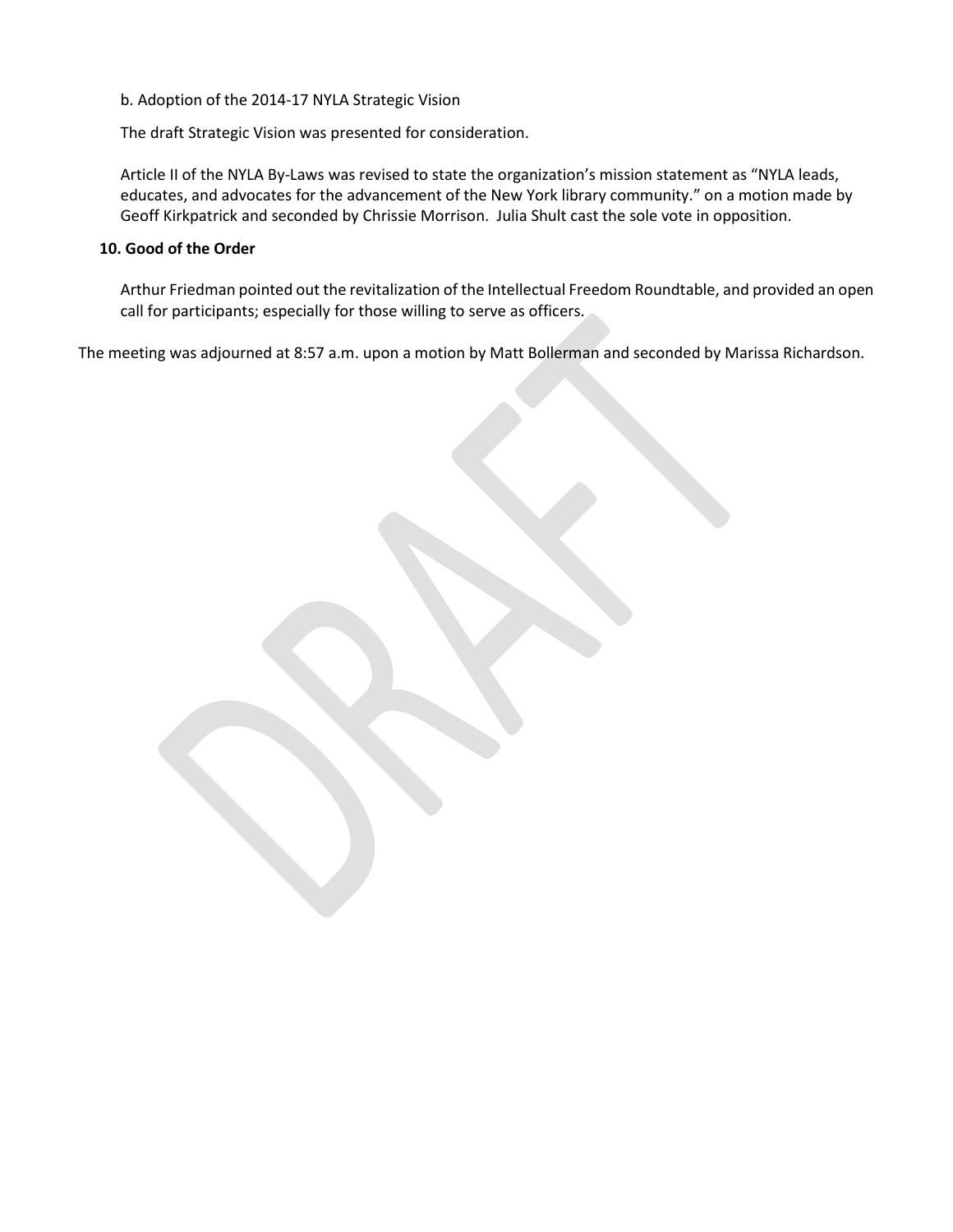b. Adoption of the 2014-17 NYLA Strategic Vision

The draft Strategic Vision was presented for consideration.

Article II of the NYLA By-Laws was revised to state the organization's mission statement as "NYLA leads, educates, and advocates for the advancement of the New York library community." on a motion made by Geoff Kirkpatrick and seconded by Chrissie Morrison. Julia Shult cast the sole vote in opposition.

**10. Good of the Order**

Arthur Friedman pointed out the revitalization of the Intellectual Freedom Roundtable, and provided an open call for participants; especially for those willing to serve as officers.

The meeting was adjourned at 8:57 a.m. upon a motion by Matt Bollerman and seconded by Marissa Richardson.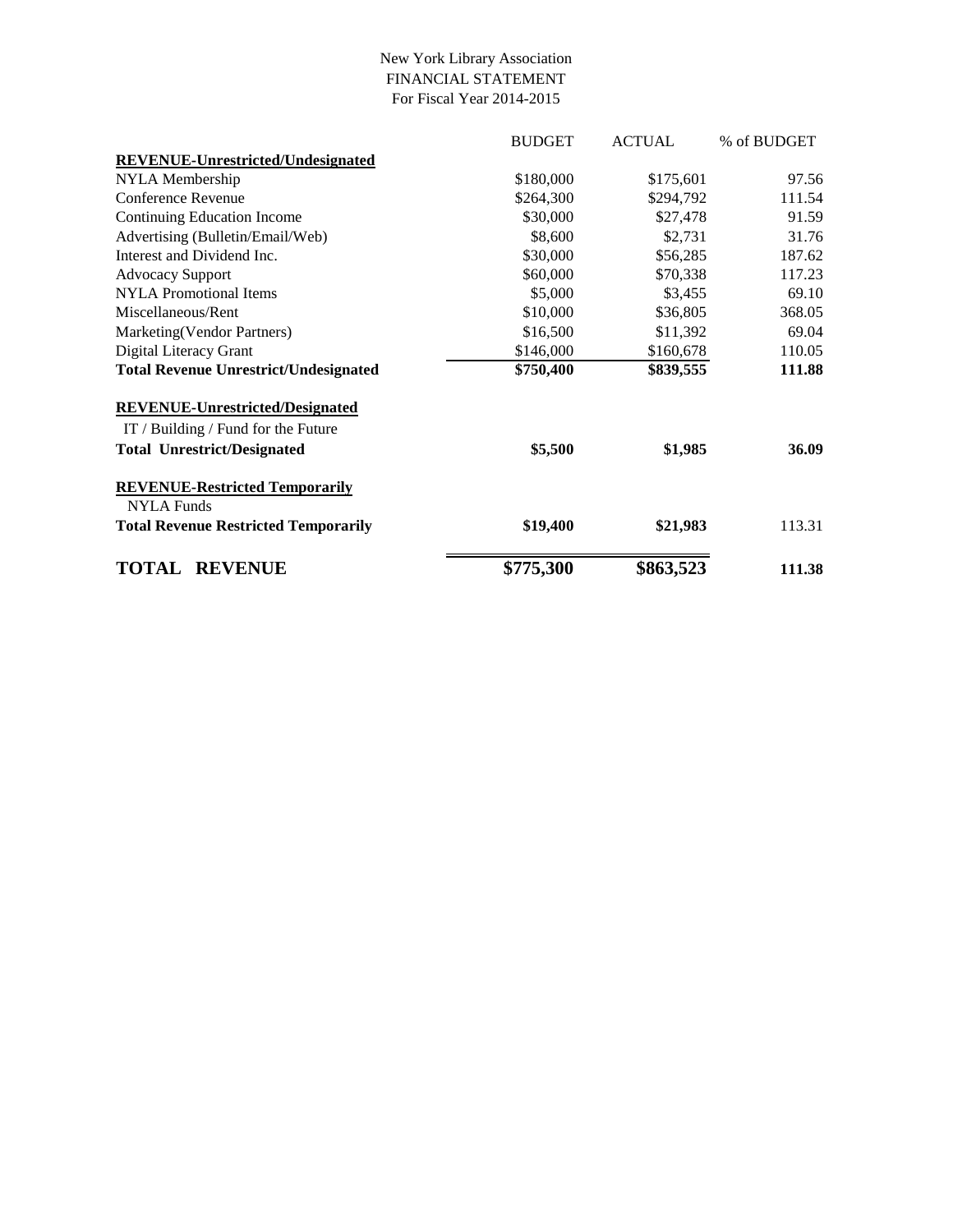New York Library Association
FINANCIAL STATEMENT
For Fiscal Year 2014-2015

| | BUDGET | ACTUAL | % of BUDGET |
|---|---|---|---|
| **REVENUE-Unrestricted/Undesignated** | | | |
| NYLA Membership | $180,000 | $175,601 | 97.56 |
| Conference Revenue | $264,300 | $294,792 | 111.54 |
| Continuing Education Income | $30,000 | $27,478 | 91.59 |
| Advertising (Bulletin/Email/Web) | $8,600 | $2,731 | 31.76 |
| Interest and Dividend Inc. | $30,000 | $56,285 | 187.62 |
| Advocacy Support | $60,000 | $70,338 | 117.23 |
| NYLA Promotional Items | $5,000 | $3,455 | 69.10 |
| Miscellaneous/Rent | $10,000 | $36,805 | 368.05 |
| Marketing(Vendor Partners) | $16,500 | $11,392 | 69.04 |
| Digital Literacy Grant | $146,000 | $160,678 | 110.05 |
| **Total Revenue Unrestrict/Undesignated** | **$750,400** | **$839,555** | **111.88** |
| **REVENUE-Unrestricted/Designated** | | | |
| IT / Building / Fund for the Future | | | |
| **Total Unrestrict/Designated** | **$5,500** | **$1,985** | **36.09** |
| **REVENUE-Restricted Temporarily** | | | |
| NYLA Funds | | | |
| **Total Revenue Restricted Temporarily** | **$19,400** | **$21,983** | 113.31 |
| **TOTAL REVENUE** | **$775,300** | **$863,523** | **111.38** |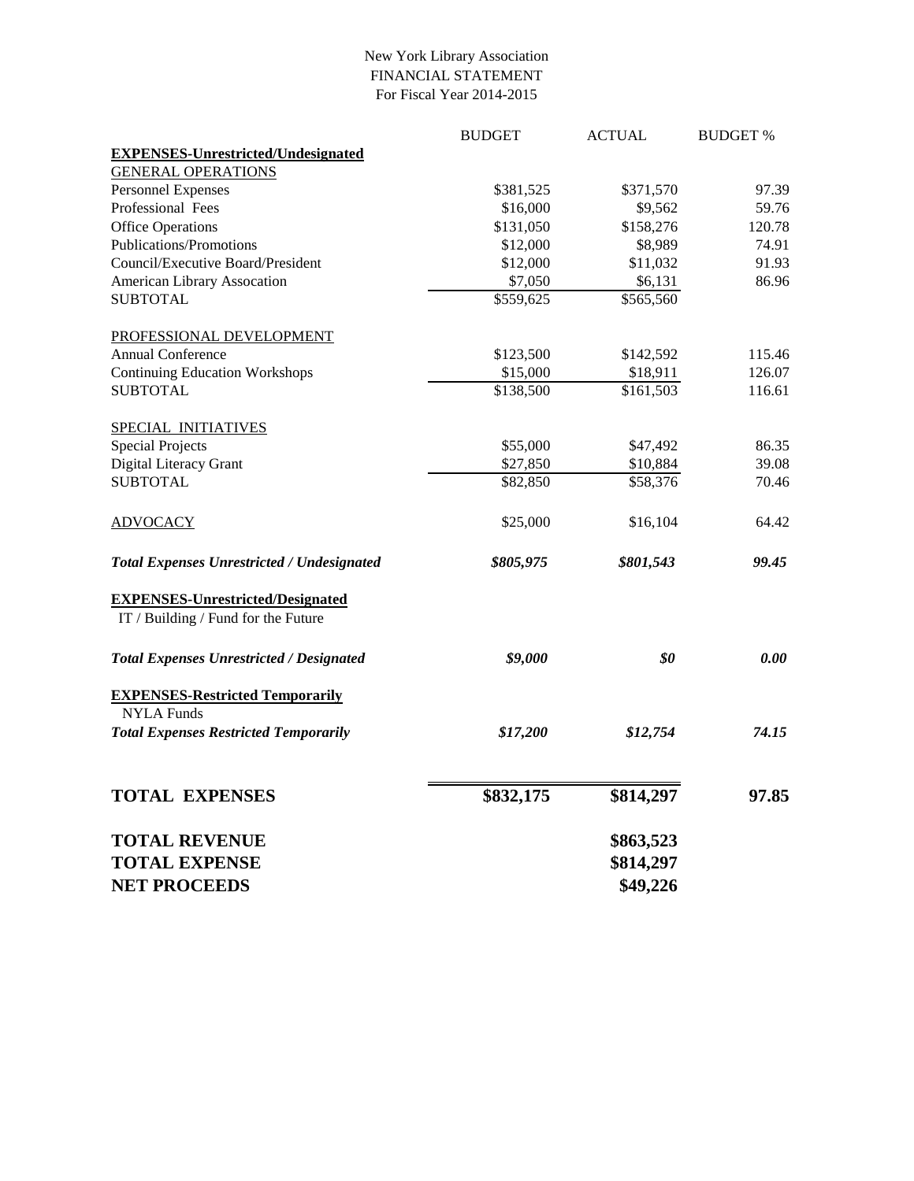New York Library Association
FINANCIAL STATEMENT
For Fiscal Year 2014-2015

| | BUDGET | ACTUAL | BUDGET % |
|---|---|---|---|
| **EXPENSES-Unrestricted/Undesignated** | | | |
| GENERAL OPERATIONS | | | |
| Personnel Expenses | $381,525 | $371,570 | 97.39 |
| Professional Fees | $16,000 | $9,562 | 59.76 |
| Office Operations | $131,050 | $158,276 | 120.78 |
| Publications/Promotions | $12,000 | $8,989 | 74.91 |
| Council/Executive Board/President | $12,000 | $11,032 | 91.93 |
| American Library Assocation | $7,050 | $6,131 | 86.96 |
| SUBTOTAL | $559,625 | $565,560 | |
| PROFESSIONAL DEVELOPMENT | | | |
| Annual Conference | $123,500 | $142,592 | 115.46 |
| Continuing Education Workshops | $15,000 | $18,911 | 126.07 |
| SUBTOTAL | $138,500 | $161,503 | 116.61 |
| SPECIAL INITIATIVES | | | |
| Special Projects | $55,000 | $47,492 | 86.35 |
| Digital Literacy Grant | $27,850 | $10,884 | 39.08 |
| SUBTOTAL | $82,850 | $58,376 | 70.46 |
| ADVOCACY | $25,000 | $16,104 | 64.42 |
| ***Total Expenses Unrestricted / Undesignated*** | ***$805,975*** | ***$801,543*** | ***99.45*** |
| **EXPENSES-Unrestricted/Designated** | | | |
| IT / Building / Fund for the Future | | | |
| ***Total Expenses Unrestricted / Designated*** | ***$9,000*** | ***$0*** | ***0.00*** |
| **EXPENSES-Restricted Temporarily** | | | |
| NYLA Funds | | | |
| ***Total Expenses Restricted Temporarily*** | ***$17,200*** | ***$12,754*** | ***74.15*** |
| **TOTAL EXPENSES** | **$832,175** | **$814,297** | **97.85** |
| **TOTAL REVENUE** | | **$863,523** | |
| **TOTAL EXPENSE** | | **$814,297** | |
| **NET PROCEEDS** | | **$49,226** | |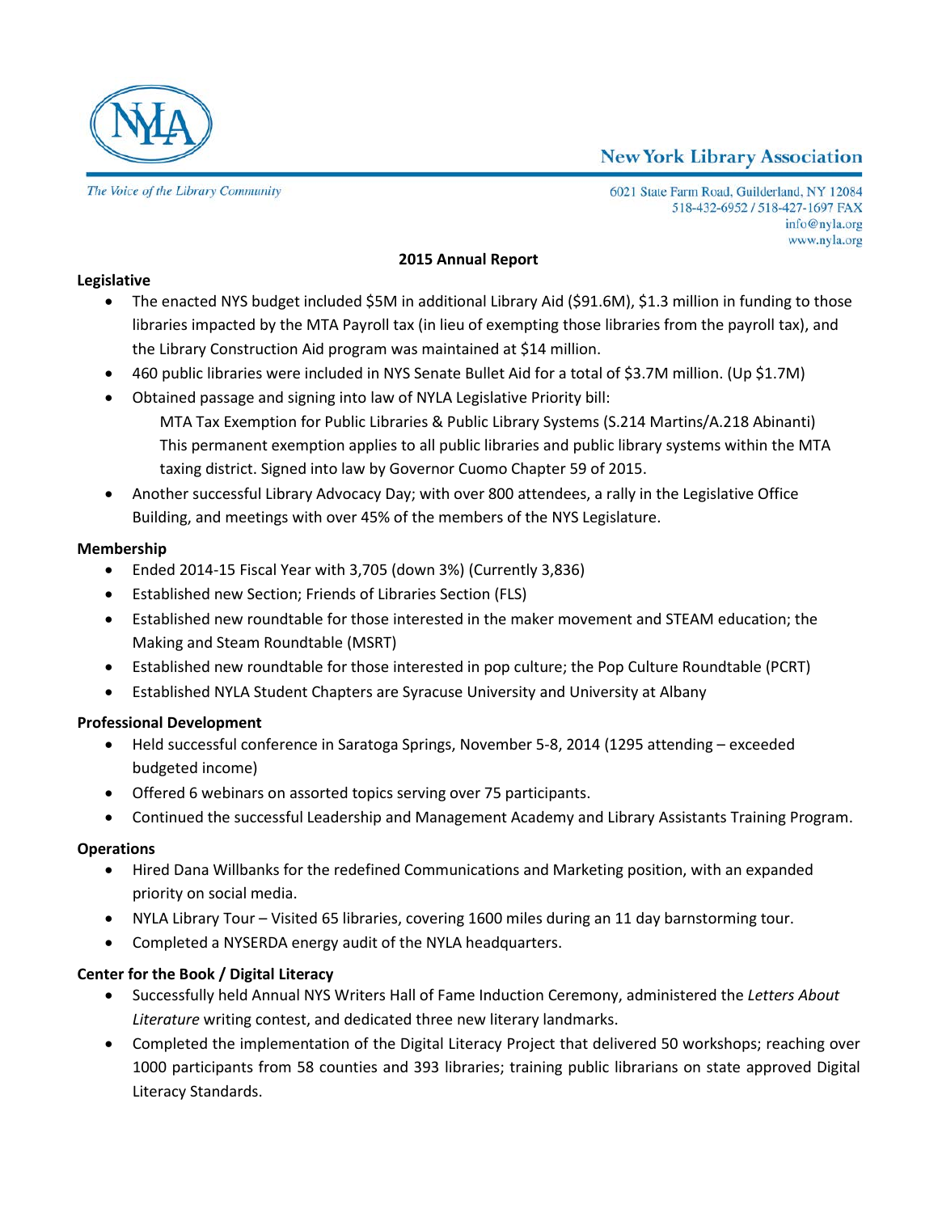New York Library Association

The Voice of the Library Community

6021 State Farm Road, Guilderland, NY 12084
518-432-6952 / 518-427-1697 FAX
info@nyla.org
www.nyla.org

## 2015 Annual Report

### Legislative

- The enacted NYS budget included $5M in additional Library Aid ($91.6M), $1.3 million in funding to those libraries impacted by the MTA Payroll tax (in lieu of exempting those libraries from the payroll tax), and the Library Construction Aid program was maintained at $14 million.
- 460 public libraries were included in NYS Senate Bullet Aid for a total of $3.7M million. (Up $1.7M)
- Obtained passage and signing into law of NYLA Legislative Priority bill:
  MTA Tax Exemption for Public Libraries & Public Library Systems (S.214 Martins/A.218 Abinanti) This permanent exemption applies to all public libraries and public library systems within the MTA taxing district. Signed into law by Governor Cuomo Chapter 59 of 2015.
- Another successful Library Advocacy Day; with over 800 attendees, a rally in the Legislative Office Building, and meetings with over 45% of the members of the NYS Legislature.

### Membership

- Ended 2014-15 Fiscal Year with 3,705 (down 3%) (Currently 3,836)
- Established new Section; Friends of Libraries Section (FLS)
- Established new roundtable for those interested in the maker movement and STEAM education; the Making and Steam Roundtable (MSRT)
- Established new roundtable for those interested in pop culture; the Pop Culture Roundtable (PCRT)
- Established NYLA Student Chapters are Syracuse University and University at Albany

### Professional Development

- Held successful conference in Saratoga Springs, November 5-8, 2014 (1295 attending – exceeded budgeted income)
- Offered 6 webinars on assorted topics serving over 75 participants.
- Continued the successful Leadership and Management Academy and Library Assistants Training Program.

### Operations

- Hired Dana Willbanks for the redefined Communications and Marketing position, with an expanded priority on social media.
- NYLA Library Tour – Visited 65 libraries, covering 1600 miles during an 11 day barnstorming tour.
- Completed a NYSERDA energy audit of the NYLA headquarters.

### Center for the Book / Digital Literacy

- Successfully held Annual NYS Writers Hall of Fame Induction Ceremony, administered the *Letters About Literature* writing contest, and dedicated three new literary landmarks.
- Completed the implementation of the Digital Literacy Project that delivered 50 workshops; reaching over 1000 participants from 58 counties and 393 libraries; training public librarians on state approved Digital Literacy Standards.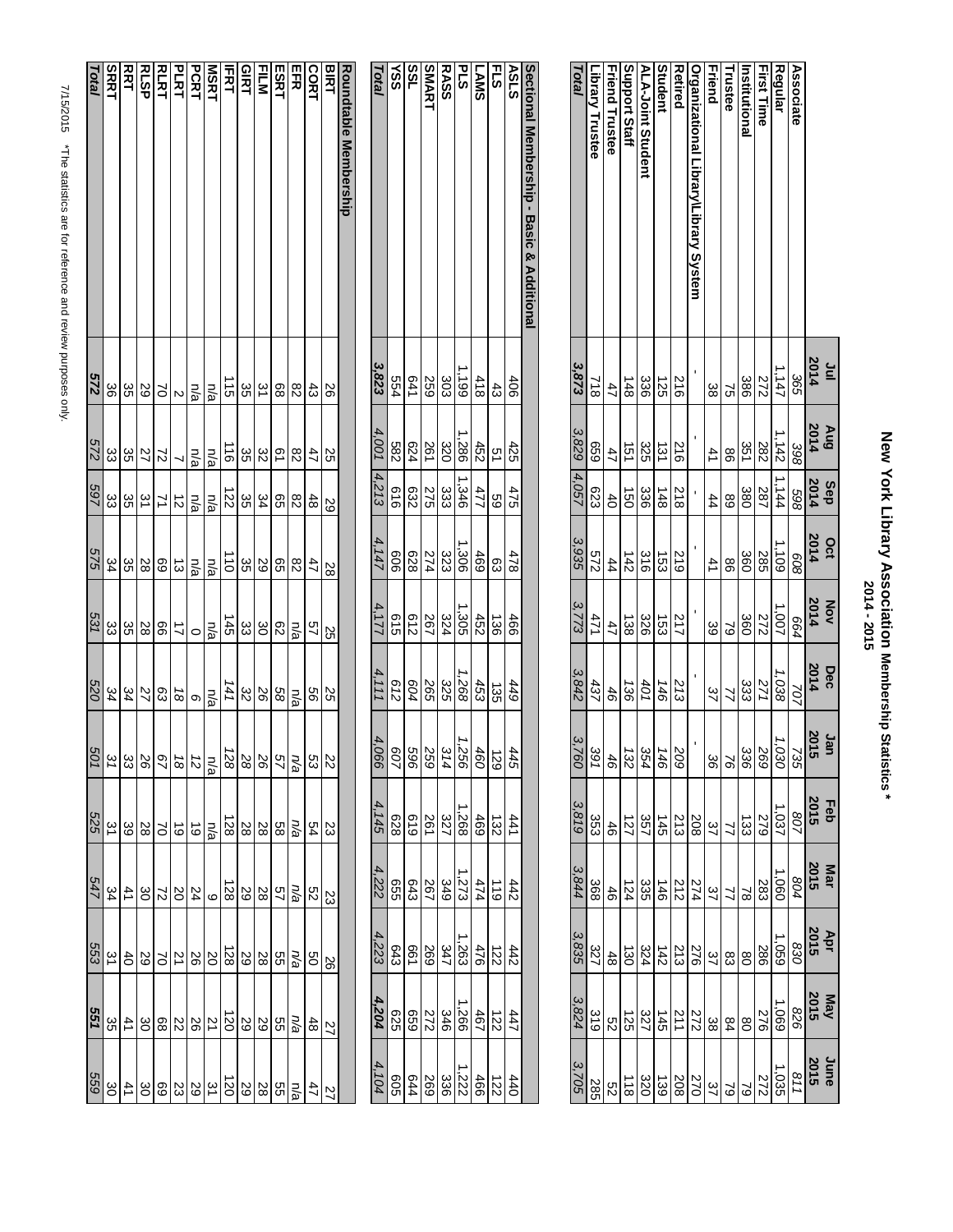# New York Library Association Membership Statistics *
## 2014 - 2015

| | Jul 2014 | Aug 2014 | Sep 2014 | Oct 2014 | Nov 2014 | Dec 2014 | Jan 2015 | Feb 2015 | Mar 2015 | Apr 2015 | May 2015 | June 2015 |
|---|---|---|---|---|---|---|---|---|---|---|---|---|
| **Associate** | 365 | 398 | 598 | 608 | 664 | 707 | 735 | 807 | 804 | 830 | 826 | 811 |
| **Regular** | 1,147 | 1,142 | 1,144 | 1,109 | 1,007 | 1,038 | 1,030 | 1,037 | 1,060 | 1,059 | 1,069 | 1,035 |
| **First Time** | 272 | 282 | 287 | 285 | 272 | 271 | 269 | 279 | 283 | 286 | 276 | 272 |
| **Institutional** | 386 | 351 | 380 | 360 | 360 | 333 | 336 | 133 | 78 | 80 | 80 | 79 |
| **Trustee** | 75 | 86 | 89 | 86 | 79 | 77 | 76 | 77 | 77 | 83 | 84 | 79 |
| **Friend** | 38 | 41 | 44 | 41 | 39 | 37 | 36 | 37 | 37 | 37 | 38 | 37 |
| **Organizational Library/Library System** | - | - | - | - | - | - | - | 208 | 274 | 276 | 272 | 270 |
| **Retired** | 216 | 216 | 218 | 219 | 217 | 213 | 209 | 213 | 212 | 213 | 211 | 208 |
| **Student** | 125 | 131 | 148 | 153 | 153 | 146 | 146 | 145 | 146 | 142 | 145 | 139 |
| **ALA-Joint Student** | 336 | 325 | 336 | 316 | 326 | 401 | 354 | 357 | 335 | 324 | 327 | 320 |
| **Support Staff** | 148 | 151 | 150 | 142 | 138 | 136 | 132 | 127 | 124 | 130 | 125 | 118 |
| **Friend Trustee** | 47 | 47 | 40 | 44 | 47 | 46 | 46 | 46 | 46 | 48 | 52 | 52 |
| **Library Trustee** | 718 | 659 | 623 | 572 | 471 | 437 | 391 | 353 | 368 | 327 | 319 | 285 |
| ***Total*** | ***3,873*** | ***3,829*** | ***4,057*** | ***3,935*** | ***3,773*** | ***3,842*** | ***3,760*** | ***3,819*** | ***3,844*** | ***3,835*** | ***3,824*** | ***3,705*** |

| Sectional Membership - Basic & Additional | Jul 2014 | Aug 2014 | Sep 2014 | Oct 2014 | Nov 2014 | Dec 2014 | Jan 2015 | Feb 2015 | Mar 2015 | Apr 2015 | May 2015 | June 2015 |
|---|---|---|---|---|---|---|---|---|---|---|---|---|
| **ASLS** | 406 | 425 | 475 | 478 | 466 | 449 | 445 | 441 | 442 | 442 | 447 | 440 |
| **FLS** | 43 | 51 | 59 | 63 | 136 | 135 | 129 | 132 | 119 | 122 | 122 | 122 |
| **LAMS** | 418 | 452 | 477 | 469 | 452 | 453 | 460 | 469 | 474 | 476 | 467 | 466 |
| **PLS** | 1,199 | 1,286 | 1,346 | 1,306 | 1,305 | 1,268 | 1,256 | 1,268 | 1,273 | 1,263 | 1,266 | 1,222 |
| **RASS** | 303 | 320 | 333 | 323 | 324 | 325 | 314 | 327 | 349 | 347 | 346 | 336 |
| **SMART** | 259 | 261 | 275 | 274 | 267 | 265 | 259 | 261 | 267 | 269 | 272 | 269 |
| **SSL** | 641 | 624 | 632 | 628 | 612 | 604 | 596 | 619 | 643 | 661 | 659 | 644 |
| **YSS** | 554 | 582 | 616 | 606 | 615 | 612 | 607 | 628 | 655 | 643 | 625 | 605 |
| ***Total*** | ***3,823*** | ***4,001*** | ***4,213*** | ***4,147*** | ***4,177*** | ***4,111*** | ***4,066*** | ***4,145*** | ***4,222*** | ***4,223*** | ***4,204*** | ***4,104*** |

| Roundtable Membership | Jul 2014 | Aug 2014 | Sep 2014 | Oct 2014 | Nov 2014 | Dec 2014 | Jan 2015 | Feb 2015 | Mar 2015 | Apr 2015 | May 2015 | June 2015 |
|---|---|---|---|---|---|---|---|---|---|---|---|---|
| **BIRT** | 26 | 25 | 29 | 28 | 25 | 25 | 22 | 23 | 23 | 26 | 27 | 27 |
| **CORT** | 43 | 47 | 48 | 47 | 57 | 56 | 53 | 54 | 52 | 50 | 48 | 47 |
| **EFR** | 82 | 82 | 82 | 82 | n/a | n/a | n/a | n/a | n/a | n/a | n/a | n/a |
| **ESRT** | 68 | 61 | 65 | 65 | 62 | 58 | 57 | 58 | 57 | 55 | 55 | 55 |
| **FILM** | 31 | 32 | 34 | 29 | 30 | 26 | 26 | 28 | 28 | 28 | 29 | 28 |
| **GIRT** | 35 | 35 | 35 | 35 | 33 | 32 | 28 | 28 | 29 | 29 | 29 | 29 |
| **IFRT** | 115 | 116 | 122 | 110 | 145 | 141 | 128 | 128 | 128 | 128 | 120 | 120 |
| **MSRT** | n/a | n/a | n/a | n/a | n/a | n/a | n/a | n/a | 9 | 20 | 21 | 31 |
| **PCRT** | n/a | n/a | n/a | n/a | 0 | 6 | 12 | 19 | 24 | 26 | 26 | 29 |
| **PLRT** | 2 | 7 | 12 | 13 | 17 | 18 | 18 | 19 | 20 | 21 | 22 | 23 |
| **RLRT** | 70 | 72 | 71 | 69 | 66 | 63 | 67 | 70 | 72 | 70 | 68 | 69 |
| **RLSP** | 29 | 27 | 31 | 28 | 28 | 27 | 26 | 28 | 30 | 29 | 30 | 30 |
| **RRT** | 35 | 35 | 35 | 35 | 35 | 34 | 33 | 39 | 41 | 40 | 41 | 41 |
| **SRRT** | 36 | 33 | 33 | 34 | 33 | 34 | 31 | 31 | 34 | 31 | 35 | 30 |
| ***Total*** | ***572*** | ***572*** | ***597*** | ***575*** | ***531*** | ***520*** | ***501*** | ***525*** | ***547*** | ***553*** | ***551*** | ***559*** |

7/15/2015 *The statistics are for reference and review purposes only.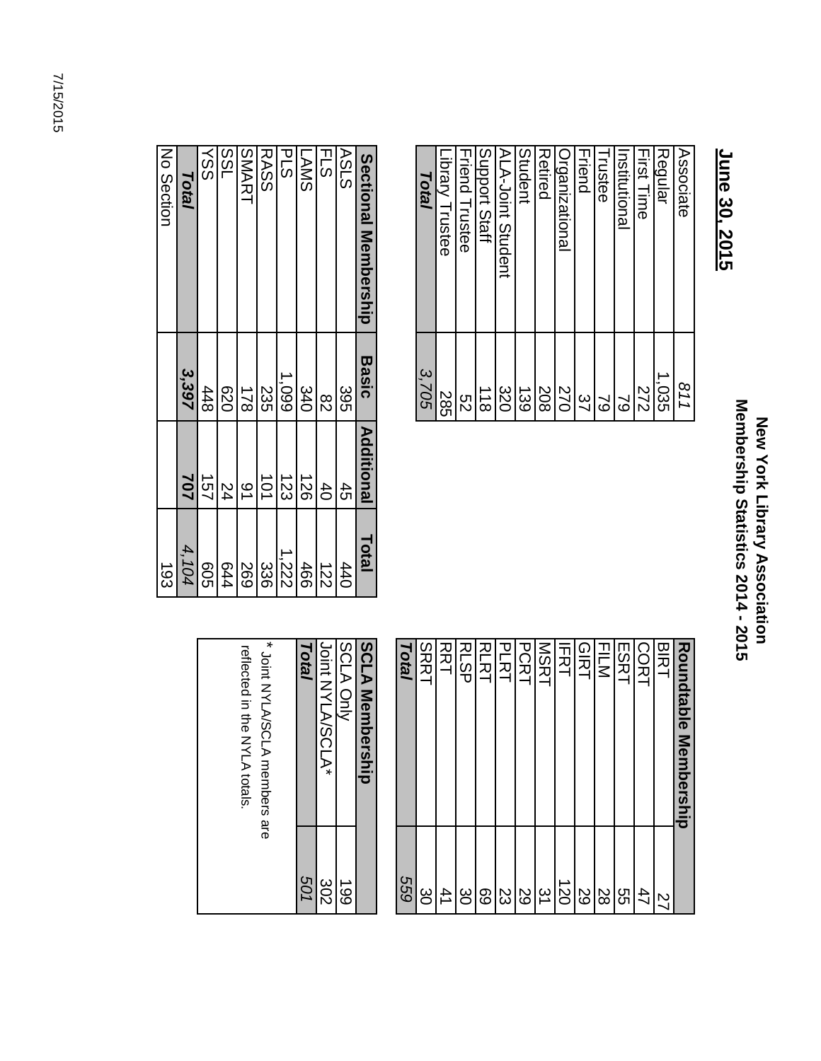# New York Library Association
## Membership Statistics 2014 - 2015

**June 30, 2015**

| | |
|---|---|
| Associate | 811 |
| Regular | 1,035 |
| First Time | 272 |
| Institutional | 79 |
| Trustee | 79 |
| Friend | 37 |
| Organizational | 270 |
| Retired | 208 |
| Student | 139 |
| ALA-Joint Student | 320 |
| Support Staff | 118 |
| Friend Trustee | 52 |
| Library Trustee | 285 |
| ***Total*** | *3,705* |

| Sectional Membership | Basic | Additional | Total |
|---|---|---|---|
| ASLS | 395 | 45 | 440 |
| FLS | 82 | 40 | 122 |
| LAMS | 340 | 126 | 466 |
| PLS | 1,099 | 123 | 1,222 |
| RASS | 235 | 101 | 336 |
| SMART | 178 | 91 | 269 |
| SSL | 620 | 24 | 644 |
| YSS | 448 | 157 | 605 |
| ***Total*** | ***3,397*** | ***707*** | *4,104* |
| No Section | | | 193 |

| Roundtable Membership | |
|---|---|
| BIRT | 27 |
| CORT | 47 |
| ESRT | 55 |
| FILM | 28 |
| GIRT | 29 |
| IFRT | 120 |
| MSRT | 31 |
| PCRT | 29 |
| PLRT | 23 |
| RLRT | 69 |
| RLSP | 30 |
| RRT | 41 |
| SRRT | 30 |
| ***Total*** | *559* |

| SCLA Membership | |
|---|---|
| SCLA Only | 199 |
| Joint NYLA/SCLA* | 302 |
| ***Total*** | *501* |

\* Joint NYLA/SCLA members are reflected in the NYLA totals.

7/15/2015